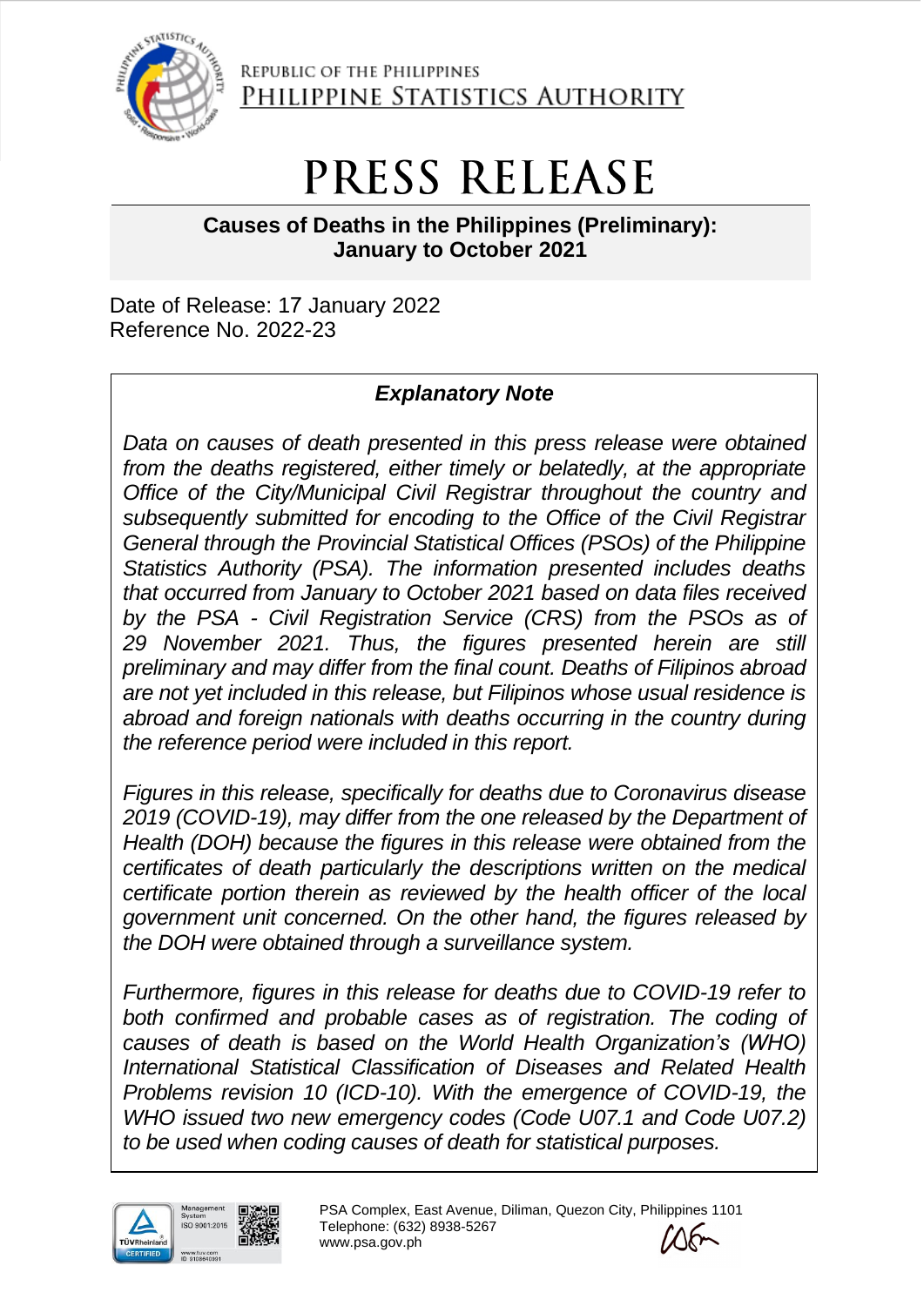REPUBLIC OF THE PHILIPPINES
PHILIPPINE STATISTICS AUTHORITY

# PRESS RELEASE

## Causes of Deaths in the Philippines (Preliminary): January to October 2021

Date of Release: 17 January 2022
Reference No. 2022-23

### *Explanatory Note*

*Data on causes of death presented in this press release were obtained from the deaths registered, either timely or belatedly, at the appropriate Office of the City/Municipal Civil Registrar throughout the country and subsequently submitted for encoding to the Office of the Civil Registrar General through the Provincial Statistical Offices (PSOs) of the Philippine Statistics Authority (PSA). The information presented includes deaths that occurred from January to October 2021 based on data files received by the PSA - Civil Registration Service (CRS) from the PSOs as of 29 November 2021. Thus, the figures presented herein are still preliminary and may differ from the final count. Deaths of Filipinos abroad are not yet included in this release, but Filipinos whose usual residence is abroad and foreign nationals with deaths occurring in the country during the reference period were included in this report.*

*Figures in this release, specifically for deaths due to Coronavirus disease 2019 (COVID-19), may differ from the one released by the Department of Health (DOH) because the figures in this release were obtained from the certificates of death particularly the descriptions written on the medical certificate portion therein as reviewed by the health officer of the local government unit concerned. On the other hand, the figures released by the DOH were obtained through a surveillance system.*

*Furthermore, figures in this release for deaths due to COVID-19 refer to both confirmed and probable cases as of registration. The coding of causes of death is based on the World Health Organization's (WHO) International Statistical Classification of Diseases and Related Health Problems revision 10 (ICD-10). With the emergence of COVID-19, the WHO issued two new emergency codes (Code U07.1 and Code U07.2) to be used when coding causes of death for statistical purposes.*

PSA Complex, East Avenue, Diliman, Quezon City, Philippines 1101
Telephone: (632) 8938-5267
www.psa.gov.ph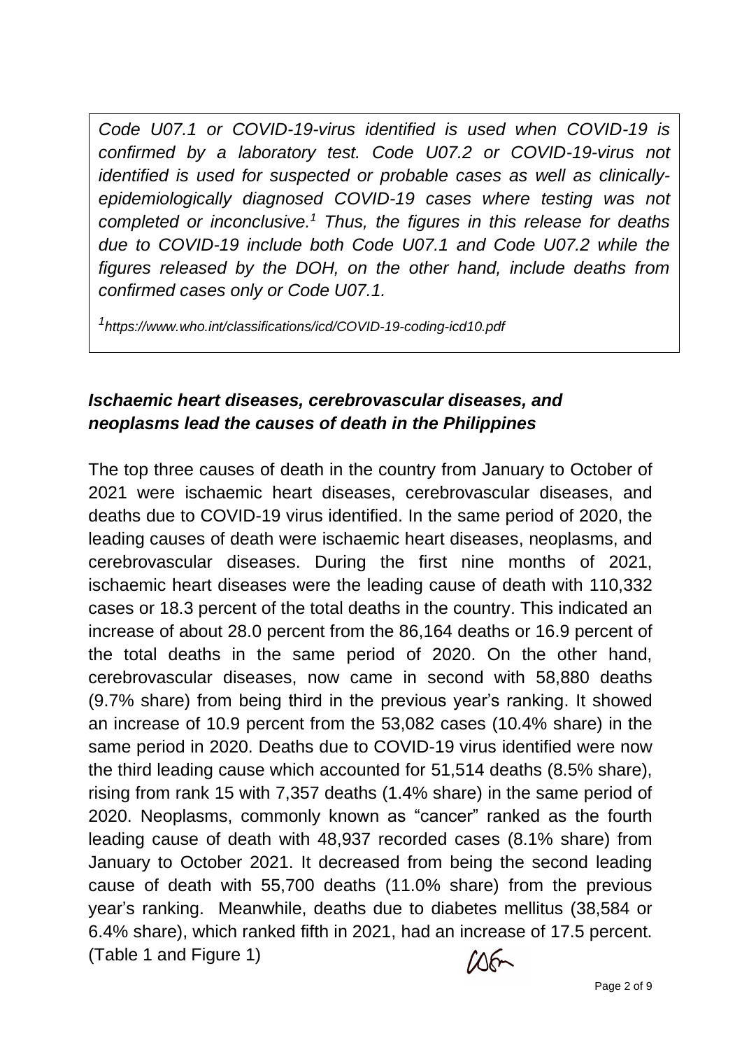*Code U07.1 or COVID-19-virus identified is used when COVID-19 is confirmed by a laboratory test. Code U07.2 or COVID-19-virus not identified is used for suspected or probable cases as well as clinically-epidemiologically diagnosed COVID-19 cases where testing was not completed or inconclusive.[1] Thus, the figures in this release for deaths due to COVID-19 include both Code U07.1 and Code U07.2 while the figures released by the DOH, on the other hand, include deaths from confirmed cases only or Code U07.1.*

*[1]https://www.who.int/classifications/icd/COVID-19-coding-icd10.pdf*

### *Ischaemic heart diseases, cerebrovascular diseases, and neoplasms lead the causes of death in the Philippines*

The top three causes of death in the country from January to October of 2021 were ischaemic heart diseases, cerebrovascular diseases, and deaths due to COVID-19 virus identified. In the same period of 2020, the leading causes of death were ischaemic heart diseases, neoplasms, and cerebrovascular diseases. During the first nine months of 2021, ischaemic heart diseases were the leading cause of death with 110,332 cases or 18.3 percent of the total deaths in the country. This indicated an increase of about 28.0 percent from the 86,164 deaths or 16.9 percent of the total deaths in the same period of 2020. On the other hand, cerebrovascular diseases, now came in second with 58,880 deaths (9.7% share) from being third in the previous year's ranking. It showed an increase of 10.9 percent from the 53,082 cases (10.4% share) in the same period in 2020. Deaths due to COVID-19 virus identified were now the third leading cause which accounted for 51,514 deaths (8.5% share), rising from rank 15 with 7,357 deaths (1.4% share) in the same period of 2020. Neoplasms, commonly known as "cancer" ranked as the fourth leading cause of death with 48,937 recorded cases (8.1% share) from January to October 2021. It decreased from being the second leading cause of death with 55,700 deaths (11.0% share) from the previous year's ranking. Meanwhile, deaths due to diabetes mellitus (38,584 or 6.4% share), which ranked fifth in 2021, had an increase of 17.5 percent. (Table 1 and Figure 1)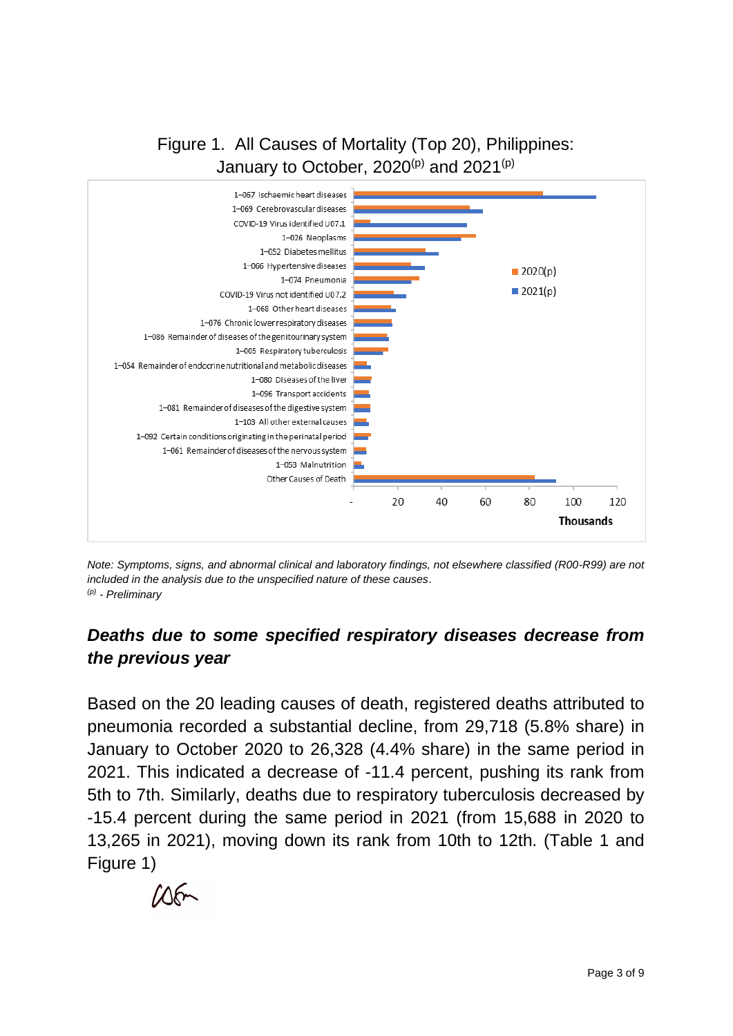Figure 1. All Causes of Mortality (Top 20), Philippines: January to October, 2020[(p)] and 2021[(p)]

*Note: Symptoms, signs, and abnormal clinical and laboratory findings, not elsewhere classified (R00-R99) are not included in the analysis due to the unspecified nature of these causes.*
*[(p)] - Preliminary*

### ***Deaths due to some specified respiratory diseases decrease from the previous year***

Based on the 20 leading causes of death, registered deaths attributed to pneumonia recorded a substantial decline, from 29,718 (5.8% share) in January to October 2020 to 26,328 (4.4% share) in the same period in 2021. This indicated a decrease of -11.4 percent, pushing its rank from 5th to 7th. Similarly, deaths due to respiratory tuberculosis decreased by -15.4 percent during the same period in 2021 (from 15,688 in 2020 to 13,265 in 2021), moving down its rank from 10th to 12th. (Table 1 and Figure 1)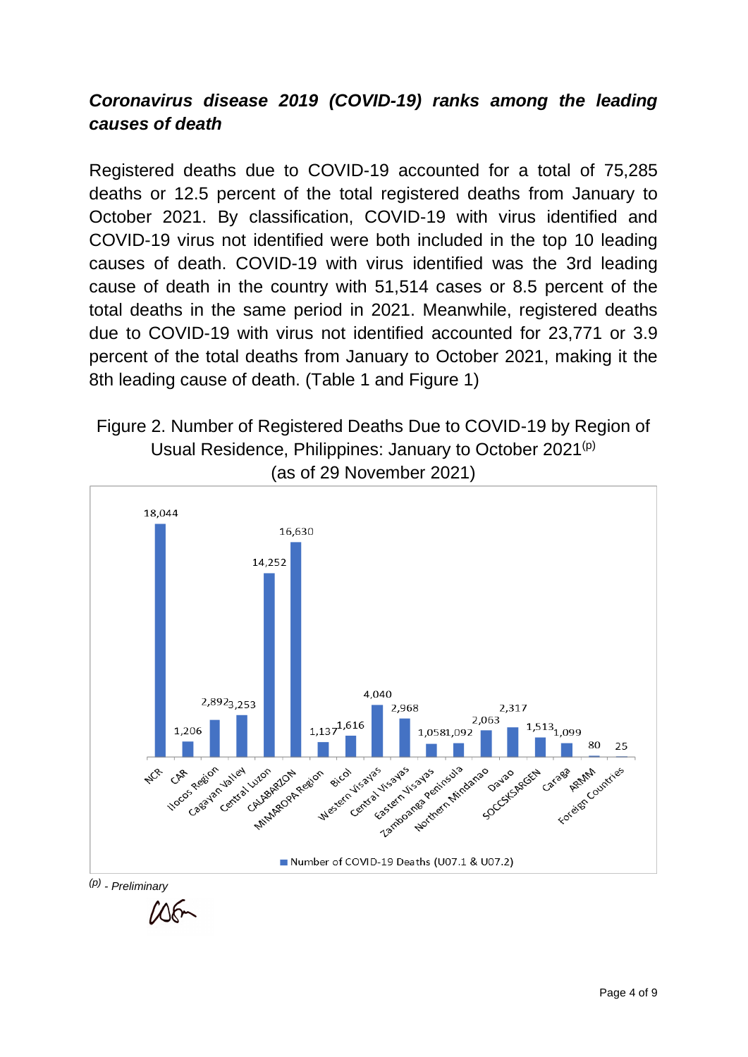### *Coronavirus disease 2019 (COVID-19) ranks among the leading causes of death*

Registered deaths due to COVID-19 accounted for a total of 75,285 deaths or 12.5 percent of the total registered deaths from January to October 2021. By classification, COVID-19 with virus identified and COVID-19 virus not identified were both included in the top 10 leading causes of death. COVID-19 with virus identified was the 3rd leading cause of death in the country with 51,514 cases or 8.5 percent of the total deaths in the same period in 2021. Meanwhile, registered deaths due to COVID-19 with virus not identified accounted for 23,771 or 3.9 percent of the total deaths from January to October 2021, making it the 8th leading cause of death. (Table 1 and Figure 1)

Figure 2. Number of Registered Deaths Due to COVID-19 by Region of Usual Residence, Philippines: January to October 2021[(p)]
(as of 29 November 2021)

| Region | Number of COVID-19 Deaths (U07.1 & U07.2) |
|---|---|
| NCR | 18,044 |
| CAR | 1,206 |
| Ilocos Region | 2,892 |
| Cagayan Valley | 3,253 |
| Central Luzon | 14,252 |
| CALABARZON | 16,630 |
| MIMAROPA Region | 1,137 |
| Bicol | 1,616 |
| Western Visayas | 4,040 |
| Central Visayas | 2,968 |
| Eastern Visayas | 1,058 |
| Zamboanga Peninsula | 1,092 |
| Northern Mindanao | 2,063 |
| Davao | 2,317 |
| SOCCSKSARGEN | 1,513 |
| Caraga | 1,099 |
| ARMM | 80 |
| Foreign Countries | 25 |

*(p) - Preliminary*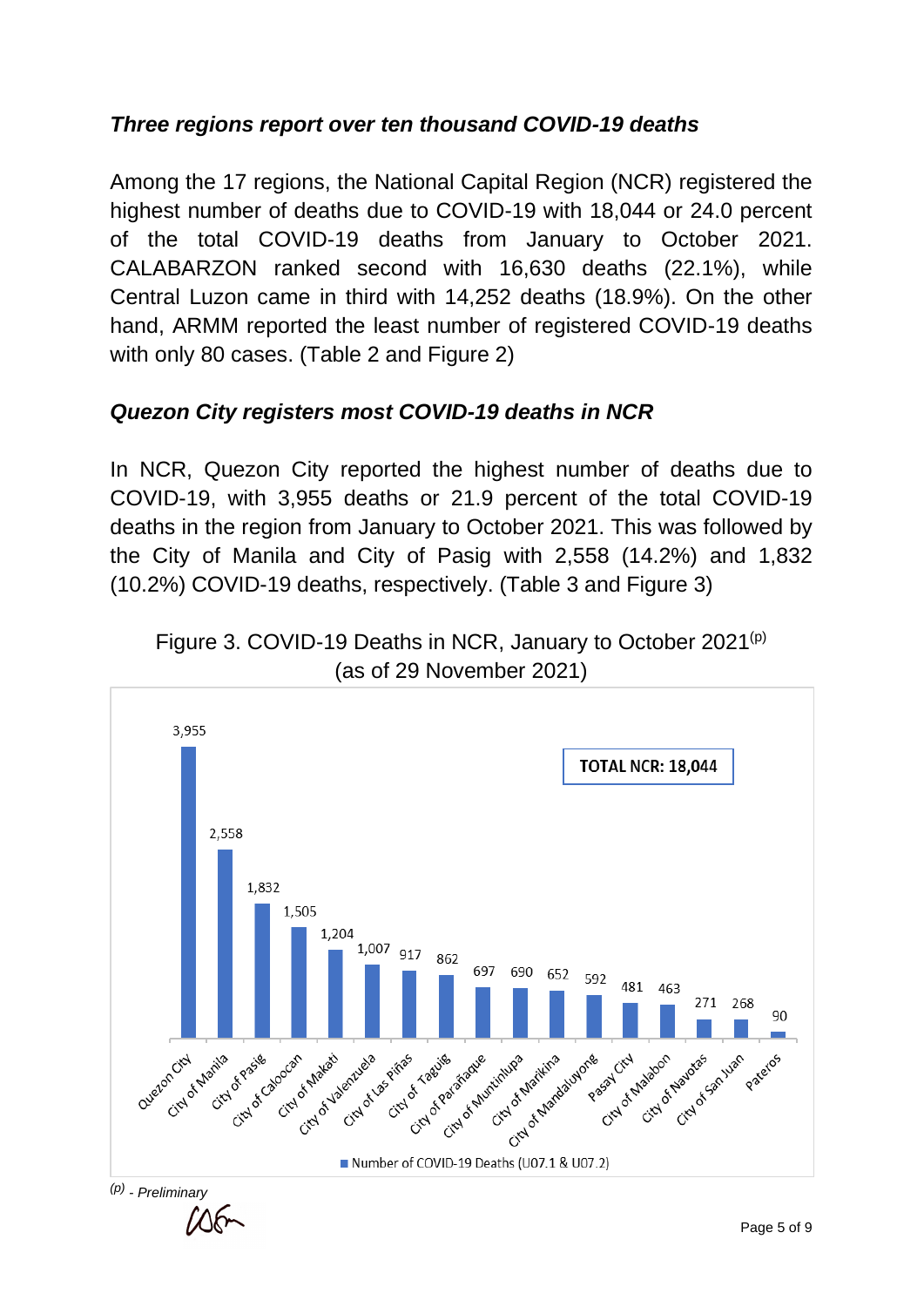### *Three regions report over ten thousand COVID-19 deaths*

Among the 17 regions, the National Capital Region (NCR) registered the highest number of deaths due to COVID-19 with 18,044 or 24.0 percent of the total COVID-19 deaths from January to October 2021. CALABARZON ranked second with 16,630 deaths (22.1%), while Central Luzon came in third with 14,252 deaths (18.9%). On the other hand, ARMM reported the least number of registered COVID-19 deaths with only 80 cases. (Table 2 and Figure 2)

### *Quezon City registers most COVID-19 deaths in NCR*

In NCR, Quezon City reported the highest number of deaths due to COVID-19, with 3,955 deaths or 21.9 percent of the total COVID-19 deaths in the region from January to October 2021. This was followed by the City of Manila and City of Pasig with 2,558 (14.2%) and 1,832 (10.2%) COVID-19 deaths, respectively. (Table 3 and Figure 3)

Figure 3. COVID-19 Deaths in NCR, January to October 2021(p)
(as of 29 November 2021)

TOTAL NCR: 18,044

| City/Municipality | Number of COVID-19 Deaths (U07.1 & U07.2) |
|---|---|
| Quezon City | 3,955 |
| City of Manila | 2,558 |
| City of Pasig | 1,832 |
| City of Caloocan | 1,505 |
| City of Makati | 1,204 |
| City of Valenzuela | 1,007 |
| City of Las Piñas | 917 |
| City of Taguig | 862 |
| City of Parañaque | 697 |
| City of Muntinlupa | 690 |
| City of Marikina | 652 |
| City of Mandaluyong | 592 |
| Pasay City | 481 |
| City of Malabon | 463 |
| City of Navotas | 271 |
| City of San Juan | 268 |
| Pateros | 90 |

*(p) - Preliminary*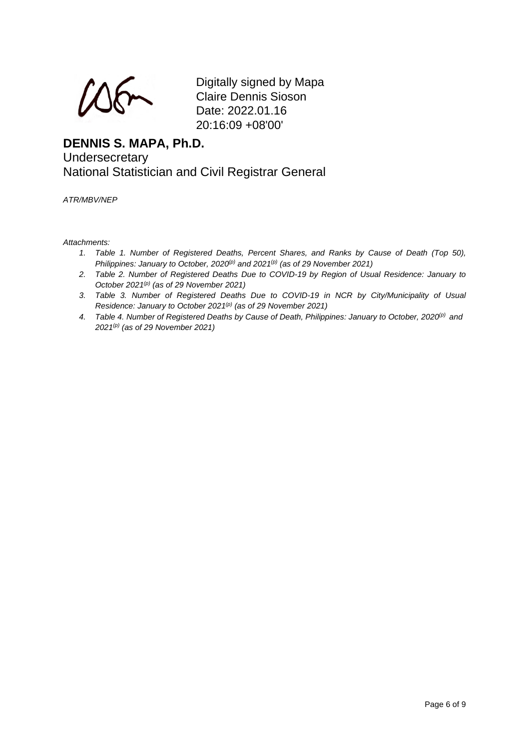Digitally signed by Mapa Claire Dennis Sioson
Date: 2022.01.16 20:16:09 +08'00'

**DENNIS S. MAPA, Ph.D.**
Undersecretary
National Statistician and Civil Registrar General

*ATR/MBV/NEP*

*Attachments:*

1. *Table 1. Number of Registered Deaths, Percent Shares, and Ranks by Cause of Death (Top 50), Philippines: January to October, 2020[(p)] and 2021[(p)] (as of 29 November 2021)*
2. *Table 2. Number of Registered Deaths Due to COVID-19 by Region of Usual Residence: January to October 2021[(p)] (as of 29 November 2021)*
3. *Table 3. Number of Registered Deaths Due to COVID-19 in NCR by City/Municipality of Usual Residence: January to October 2021[(p)] (as of 29 November 2021)*
4. *Table 4. Number of Registered Deaths by Cause of Death, Philippines: January to October, 2020[(p)] and 2021[(p)] (as of 29 November 2021)*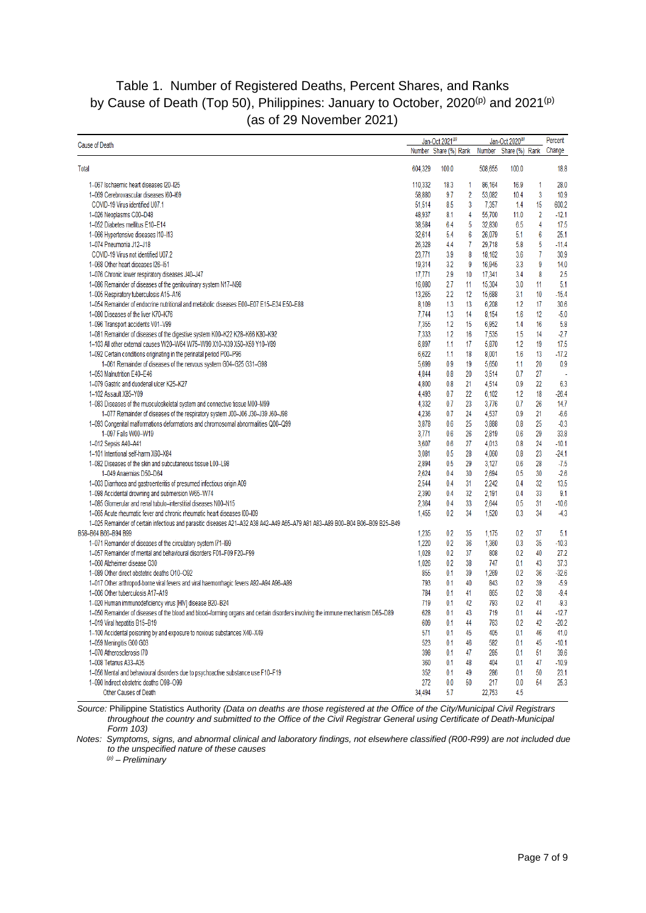# Table 1. Number of Registered Deaths, Percent Shares, and Ranks by Cause of Death (Top 50), Philippines: January to October, 2020(p) and 2021(p) (as of 29 November 2021)

| Cause of Death | Jan-Oct 2021(p) | | | Jan-Oct 2020(p) | | | Percent |
|---|---|---|---|---|---|---|---|
| | Number | Share (%) | Rank | Number | Share (%) | Rank | Change |
| Total | 604,329 | 100.0 | | 508,655 | 100.0 | | 18.8 |
| 1-067 Ischaemic heart diseases I20–I25 | 110,332 | 18.3 | 1 | 86,164 | 16.9 | 1 | 28.0 |
| 1-069 Cerebrovascular diseases I60–I69 | 58,880 | 9.7 | 2 | 53,082 | 10.4 | 3 | 10.9 |
| COVID-19 Virus identified U07.1 | 51,514 | 8.5 | 3 | 7,357 | 1.4 | 15 | 600.2 |
| 1-026 Neoplasms C00–D48 | 48,937 | 8.1 | 4 | 55,700 | 11.0 | 2 | -12.1 |
| 1-052 Diabetes mellitus E10–E14 | 38,584 | 6.4 | 5 | 32,830 | 6.5 | 4 | 17.5 |
| 1-066 Hypertensive diseases I10–I13 | 32,614 | 5.4 | 6 | 26,079 | 5.1 | 6 | 25.1 |
| 1-074 Pneumonia J12–J18 | 26,328 | 4.4 | 7 | 29,718 | 5.8 | 5 | -11.4 |
| COVID-19 Virus not identified U07.2 | 23,771 | 3.9 | 8 | 18,162 | 3.6 | 7 | 30.9 |
| 1-068 Other heart diseases I26–I51 | 19,314 | 3.2 | 9 | 16,946 | 3.3 | 9 | 14.0 |
| 1-076 Chronic lower respiratory diseases J40–J47 | 17,771 | 2.9 | 10 | 17,341 | 3.4 | 8 | 2.5 |
| 1-086 Remainder of diseases of the genitourinary system N17–N98 | 16,080 | 2.7 | 11 | 15,304 | 3.0 | 11 | 5.1 |
| 1-005 Respiratory tuberculosis A15–A16 | 13,265 | 2.2 | 12 | 15,688 | 3.1 | 10 | -15.4 |
| 1-054 Remainder of endocrine nutritional and metabolic diseases E00–E07 E15–E34 E50–E88 | 8,109 | 1.3 | 13 | 6,208 | 1.2 | 17 | 30.6 |
| 1-080 Diseases of the liver K70–K76 | 7,744 | 1.3 | 14 | 8,154 | 1.6 | 12 | -5.0 |
| 1-096 Transport accidents V01–V99 | 7,355 | 1.2 | 15 | 6,952 | 1.4 | 16 | 5.8 |
| 1-081 Remainder of diseases of the digestive system K00–K22 K28–K66 K80–K92 | 7,333 | 1.2 | 16 | 7,535 | 1.5 | 14 | -2.7 |
| 1-103 All other external causes W20–W64 W75–W99 X10–X39 X50–X59 Y10–Y89 | 6,897 | 1.1 | 17 | 5,870 | 1.2 | 19 | 17.5 |
| 1-092 Certain conditions originating in the perinatal period P00–P96 | 6,622 | 1.1 | 18 | 8,001 | 1.6 | 13 | -17.2 |
| 1-061 Remainder of diseases of the nervous system G04–G25 G31–G98 | 5,699 | 0.9 | 19 | 5,650 | 1.1 | 20 | 0.9 |
| 1-053 Malnutrition E40–E46 | 4,844 | 0.8 | 20 | 3,514 | 0.7 | 27 | - |
| 1-079 Gastric and duodenal ulcer K25–K27 | 4,800 | 0.8 | 21 | 4,514 | 0.9 | 22 | 6.3 |
| 1-102 Assault X85–Y09 | 4,493 | 0.7 | 22 | 6,102 | 1.2 | 18 | -26.4 |
| 1-083 Diseases of the musculoskeletal system and connective tissue M00–M99 | 4,332 | 0.7 | 23 | 3,776 | 0.7 | 26 | 14.7 |
| 1-077 Remainder of diseases of the respiratory system J00–J06 J30–J39 J60–J98 | 4,236 | 0.7 | 24 | 4,537 | 0.9 | 21 | -6.6 |
| 1-093 Congenital malformations deformations and chromosomal abnormalities Q00–Q99 | 3,878 | 0.6 | 25 | 3,888 | 0.8 | 25 | -0.3 |
| 1-097 Falls W00–W19 | 3,771 | 0.6 | 26 | 2,819 | 0.6 | 29 | 33.8 |
| 1-012 Sepsis A40–A41 | 3,607 | 0.6 | 27 | 4,013 | 0.8 | 24 | -10.1 |
| 1-101 Intentional self-harm X60–X84 | 3,081 | 0.5 | 28 | 4,060 | 0.8 | 23 | -24.1 |
| 1-082 Diseases of the skin and subcutaneous tissue L00–L98 | 2,894 | 0.5 | 29 | 3,127 | 0.6 | 28 | -7.5 |
| 1-049 Anaemias D50–D64 | 2,624 | 0.4 | 30 | 2,694 | 0.5 | 30 | -2.6 |
| 1-003 Diarrhoea and gastroenteritis of presumed infectious origin A09 | 2,544 | 0.4 | 31 | 2,242 | 0.4 | 32 | 13.5 |
| 1-098 Accidental drowning and submersion W65–W74 | 2,390 | 0.4 | 32 | 2,191 | 0.4 | 33 | 9.1 |
| 1-085 Glomerular and renal tubulo-interstitial diseases N00–N15 | 2,364 | 0.4 | 33 | 2,644 | 0.5 | 31 | -10.6 |
| 1-065 Acute rheumatic fever and chronic rheumatic heart diseases I00–I09 | 1,455 | 0.2 | 34 | 1,520 | 0.3 | 34 | -4.3 |
| 1-025 Remainder of certain infectious and parasitic diseases A21–A32 A38 A42–A49 A65–A79 A81 A83–A89 B00–B04 B06–B09 B25–B49 B58–B64 B66–B94 B99 | 1,235 | 0.2 | 35 | 1,175 | 0.2 | 37 | 5.1 |
| 1-071 Remainder of diseases of the circulatory system I71–I99 | 1,220 | 0.2 | 36 | 1,360 | 0.3 | 35 | -10.3 |
| 1-057 Remainder of mental and behavioural disorders F01–F09 F20–F99 | 1,028 | 0.2 | 37 | 808 | 0.2 | 40 | 27.2 |
| 1-060 Alzheimer disease G30 | 1,026 | 0.2 | 38 | 747 | 0.1 | 43 | 37.3 |
| 1-089 Other direct obstetric deaths O10–O92 | 855 | 0.1 | 39 | 1,269 | 0.2 | 36 | -32.6 |
| 1-017 Other arthropod-borne viral fevers and viral haemorrhagic fevers A92–A94 A96–A99 | 793 | 0.1 | 40 | 843 | 0.2 | 39 | -5.9 |
| 1-006 Other tuberculosis A17–A19 | 784 | 0.1 | 41 | 865 | 0.2 | 38 | -9.4 |
| 1-020 Human immunodeficiency virus [HIV] disease B20–B24 | 719 | 0.1 | 42 | 793 | 0.2 | 41 | -9.3 |
| 1-050 Remainder of diseases of the blood and blood-forming organs and certain disorders involving the immune mechanism D65–D89 | 628 | 0.1 | 43 | 719 | 0.1 | 44 | -12.7 |
| 1-019 Viral hepatitis B15–B19 | 609 | 0.1 | 44 | 763 | 0.2 | 42 | -20.2 |
| 1-100 Accidental poisoning by and exposure to noxious substances X40–X49 | 571 | 0.1 | 45 | 405 | 0.1 | 46 | 41.0 |
| 1-059 Meningitis G00 G03 | 523 | 0.1 | 46 | 582 | 0.1 | 45 | -10.1 |
| 1-070 Atherosclerosis I70 | 398 | 0.1 | 47 | 285 | 0.1 | 51 | 39.6 |
| 1-008 Tetanus A33–A35 | 360 | 0.1 | 48 | 404 | 0.1 | 47 | -10.9 |
| 1-056 Mental and behavioural disorders due to psychoactive substance use F10–F19 | 352 | 0.1 | 49 | 286 | 0.1 | 50 | 23.1 |
| 1-090 Indirect obstetric deaths O98–O99 | 272 | 0.0 | 50 | 217 | 0.0 | 54 | 25.3 |
| Other Causes of Death | 34,494 | 5.7 | | 22,753 | 4.5 | | |

Source: Philippine Statistics Authority *(Data on deaths are those registered at the Office of the City/Municipal Civil Registrars throughout the country and submitted to the Office of the Civil Registrar General using Certificate of Death-Municipal Form 103)*

Notes: *Symptoms, signs, and abnormal clinical and laboratory findings, not elsewhere classified (R00-R99) are not included due to the unspecified nature of the causes*

*(p) – Preliminary*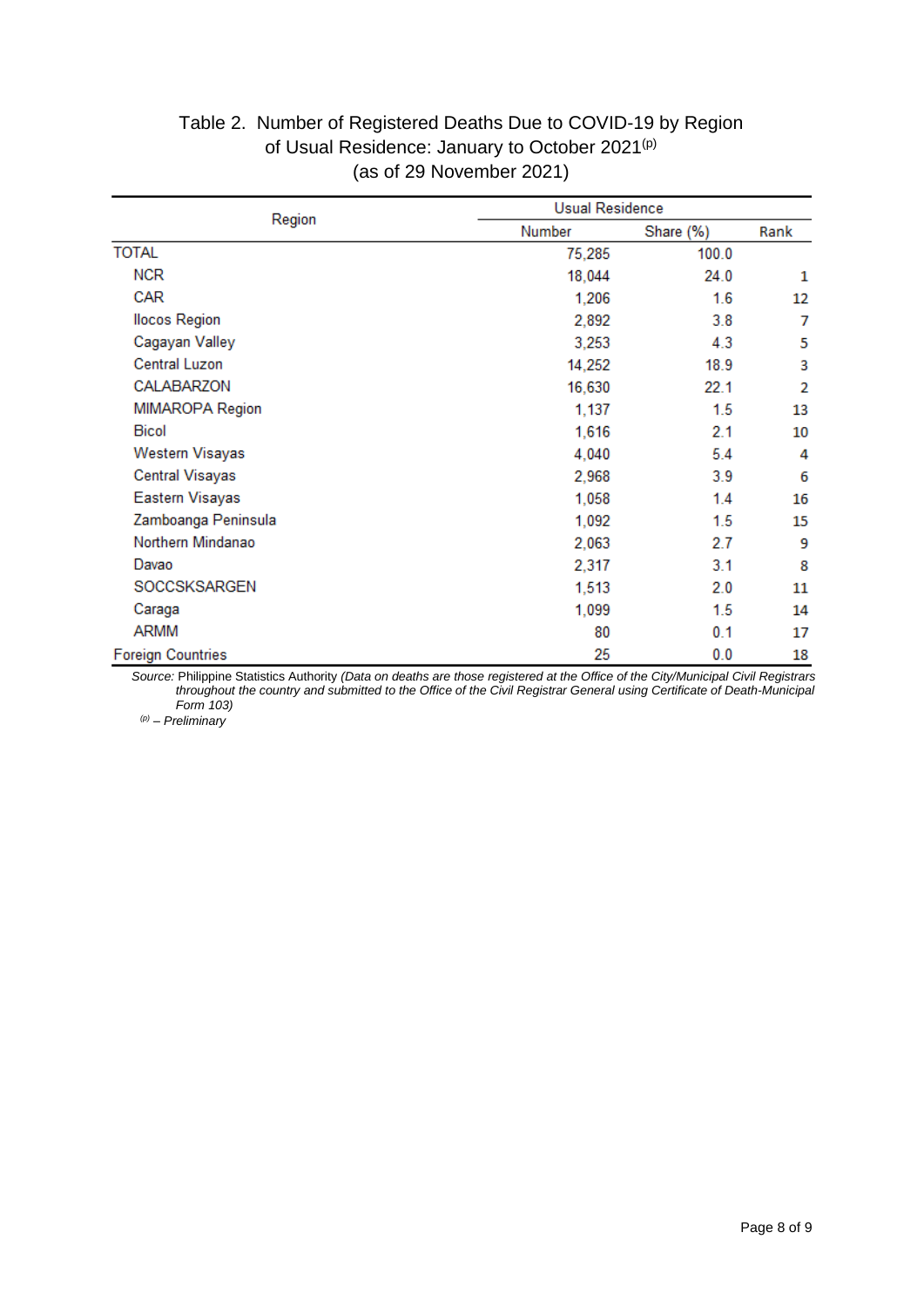Table 2. Number of Registered Deaths Due to COVID-19 by Region of Usual Residence: January to October 2021(p) (as of 29 November 2021)

| Region | Usual Residence | | |
|---|---|---|---|
| | Number | Share (%) | Rank |
| TOTAL | 75,285 | 100.0 | |
| NCR | 18,044 | 24.0 | 1 |
| CAR | 1,206 | 1.6 | 12 |
| Ilocos Region | 2,892 | 3.8 | 7 |
| Cagayan Valley | 3,253 | 4.3 | 5 |
| Central Luzon | 14,252 | 18.9 | 3 |
| CALABARZON | 16,630 | 22.1 | 2 |
| MIMAROPA Region | 1,137 | 1.5 | 13 |
| Bicol | 1,616 | 2.1 | 10 |
| Western Visayas | 4,040 | 5.4 | 4 |
| Central Visayas | 2,968 | 3.9 | 6 |
| Eastern Visayas | 1,058 | 1.4 | 16 |
| Zamboanga Peninsula | 1,092 | 1.5 | 15 |
| Northern Mindanao | 2,063 | 2.7 | 9 |
| Davao | 2,317 | 3.1 | 8 |
| SOCCSKSARGEN | 1,513 | 2.0 | 11 |
| Caraga | 1,099 | 1.5 | 14 |
| ARMM | 80 | 0.1 | 17 |
| Foreign Countries | 25 | 0.0 | 18 |

*Source:* Philippine Statistics Authority *(Data on deaths are those registered at the Office of the City/Municipal Civil Registrars throughout the country and submitted to the Office of the Civil Registrar General using Certificate of Death-Municipal Form 103)*

(p) *– Preliminary*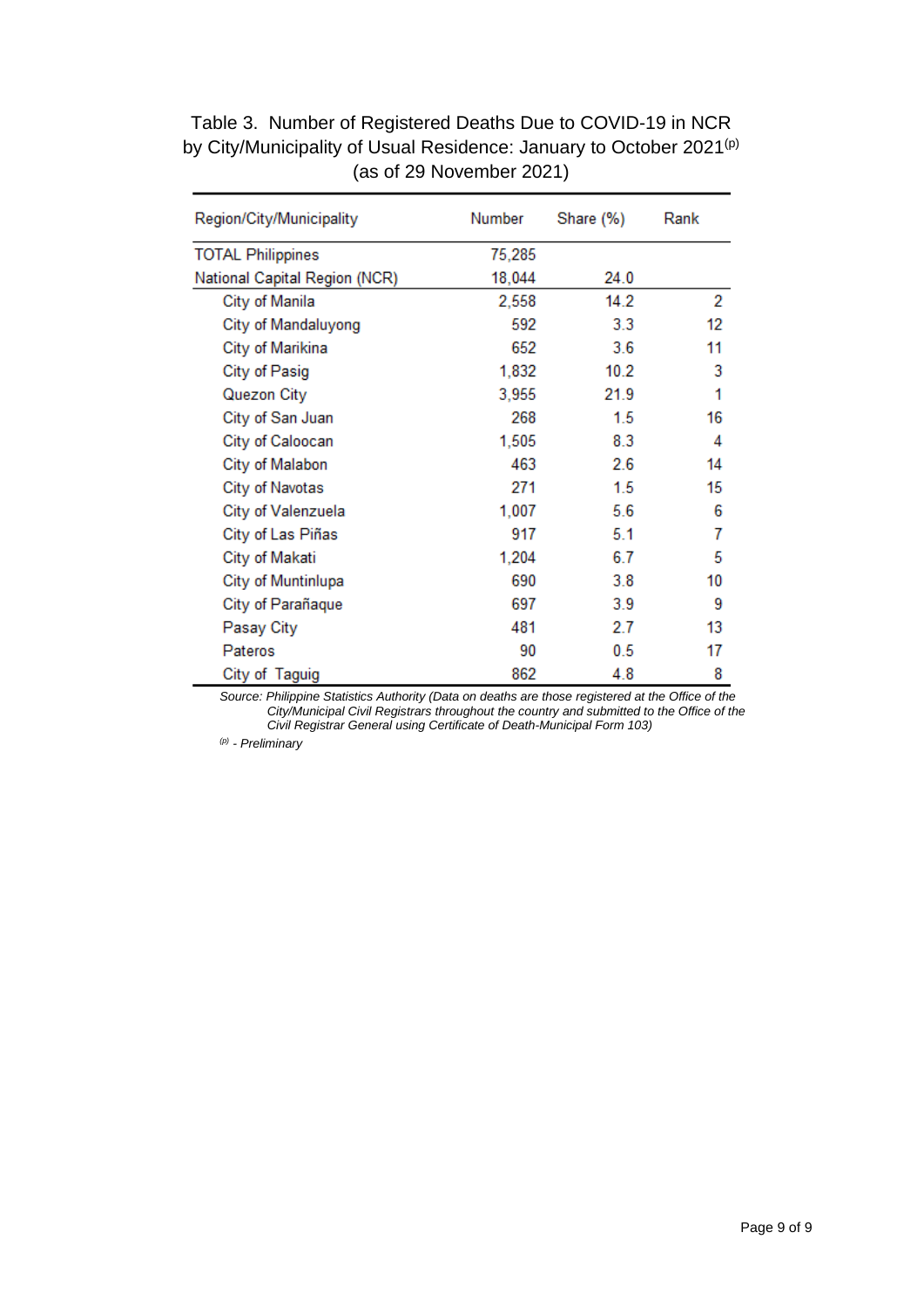Table 3. Number of Registered Deaths Due to COVID-19 in NCR by City/Municipality of Usual Residence: January to October 2021(p) (as of 29 November 2021)

| Region/City/Municipality | Number | Share (%) | Rank |
|---|---|---|---|
| TOTAL Philippines | 75,285 | | |
| National Capital Region (NCR) | 18,044 | 24.0 | |
| City of Manila | 2,558 | 14.2 | 2 |
| City of Mandaluyong | 592 | 3.3 | 12 |
| City of Marikina | 652 | 3.6 | 11 |
| City of Pasig | 1,832 | 10.2 | 3 |
| Quezon City | 3,955 | 21.9 | 1 |
| City of San Juan | 268 | 1.5 | 16 |
| City of Caloocan | 1,505 | 8.3 | 4 |
| City of Malabon | 463 | 2.6 | 14 |
| City of Navotas | 271 | 1.5 | 15 |
| City of Valenzuela | 1,007 | 5.6 | 6 |
| City of Las Piñas | 917 | 5.1 | 7 |
| City of Makati | 1,204 | 6.7 | 5 |
| City of Muntinlupa | 690 | 3.8 | 10 |
| City of Parañaque | 697 | 3.9 | 9 |
| Pasay City | 481 | 2.7 | 13 |
| Pateros | 90 | 0.5 | 17 |
| City of Taguig | 862 | 4.8 | 8 |

*Source: Philippine Statistics Authority (Data on deaths are those registered at the Office of the City/Municipal Civil Registrars throughout the country and submitted to the Office of the Civil Registrar General using Certificate of Death-Municipal Form 103)*

*(p) - Preliminary*